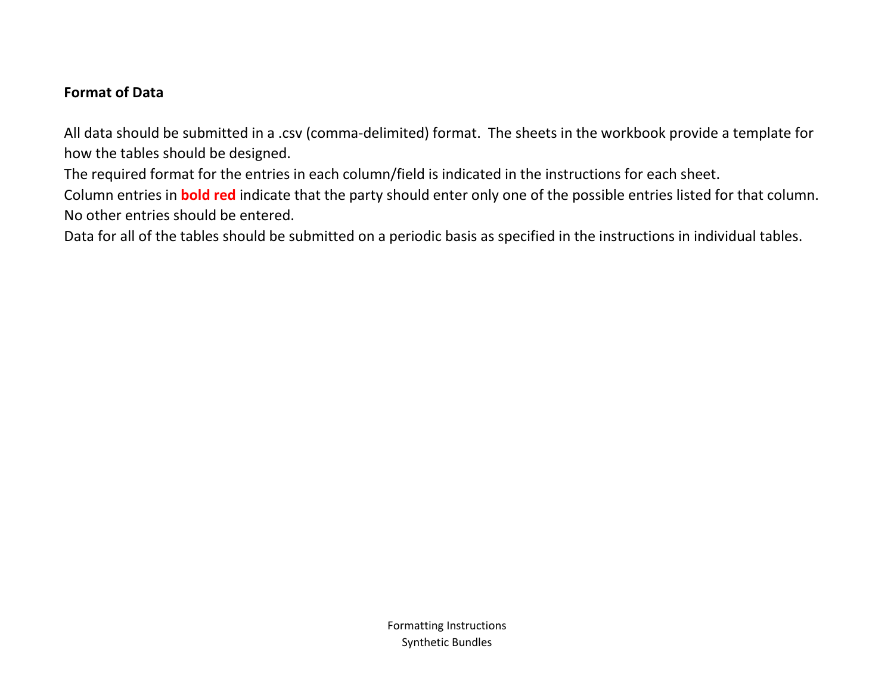**Format of Data**

All data should be submitted in a .csv (comma-delimited) format. The sheets in the workbook provide a template for how the tables should be designed.

The required format for the entries in each column/field is indicated in the instructions for each sheet.

Column entries in **bold red** indicate that the party should enter only one of the possible entries listed for that column. No other entries should be entered.

Data for all of the tables should be submitted on a periodic basis as specified in the instructions in individual tables.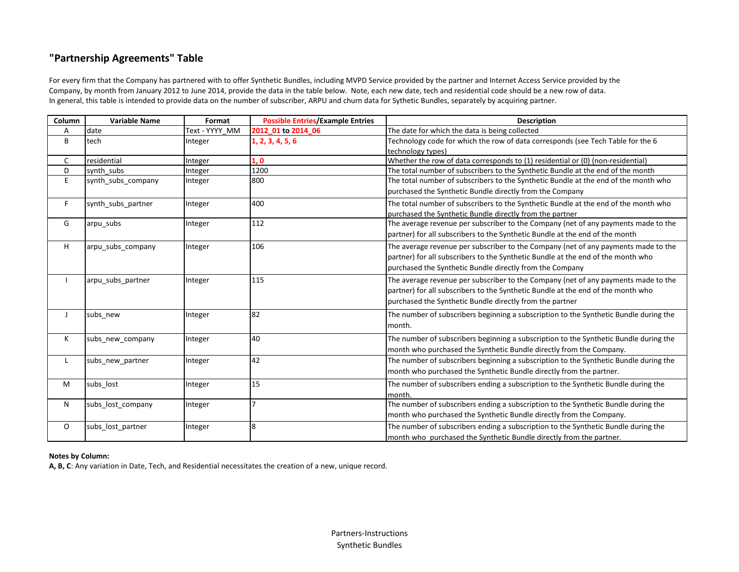## "Partnership Agreements" Table

For every firm that the Company has partnered with to offer Synthetic Bundles, including MVPD Service provided by the partner and Internet Access Service provided by the Company, by month from January 2012 to June 2014, provide the data in the table below. Note, each new date, tech and residential code should be a new row of data.
In general, this table is intended to provide data on the number of subscriber, ARPU and churn data for Sythetic Bundles, separately by acquiring partner.

| Column | Variable Name | Format | Possible Entries/Example Entries | Description |
|---|---|---|---|---|
| A | date | Text - YYYY_MM | **2012_01 to 2014_06** | The date for which the data is being collected |
| B | tech | Integer | **1, 2, 3, 4, 5, 6** | Technology code for which the row of data corresponds (see Tech Table for the 6 technology types) |
| C | residential | Integer | **1, 0** | Whether the row of data corresponds to (1) residential or (0) (non-residential) |
| D | synth_subs | Integer | 1200 | The total number of subscribers to the Synthetic Bundle at the end of the month |
| E | synth_subs_company | Integer | 800 | The total number of subscribers to the Synthetic Bundle at the end of the month who purchased the Synthetic Bundle directly from the Company |
| F | synth_subs_partner | Integer | 400 | The total number of subscribers to the Synthetic Bundle at the end of the month who purchased the Synthetic Bundle directly from the partner |
| G | arpu_subs | Integer | 112 | The average revenue per subscriber to the Company (net of any payments made to the partner) for all subscribers to the Synthetic Bundle at the end of the month |
| H | arpu_subs_company | Integer | 106 | The average revenue per subscriber to the Company (net of any payments made to the partner) for all subscribers to the Synthetic Bundle at the end of the month who purchased the Synthetic Bundle directly from the Company |
| I | arpu_subs_partner | Integer | 115 | The average revenue per subscriber to the Company (net of any payments made to the partner) for all subscribers to the Synthetic Bundle at the end of the month who purchased the Synthetic Bundle directly from the partner |
| J | subs_new | Integer | 82 | The number of subscribers beginning a subscription to the Synthetic Bundle during the month. |
| K | subs_new_company | Integer | 40 | The number of subscribers beginning a subscription to the Synthetic Bundle during the month who purchased the Synthetic Bundle directly from the Company. |
| L | subs_new_partner | Integer | 42 | The number of subscribers beginning a subscription to the Synthetic Bundle during the month who purchased the Synthetic Bundle directly from the partner. |
| M | subs_lost | Integer | 15 | The number of subscribers ending a subscription to the Synthetic Bundle during the month. |
| N | subs_lost_company | Integer | 7 | The number of subscribers ending a subscription to the Synthetic Bundle during the month who purchased the Synthetic Bundle directly from the Company. |
| O | subs_lost_partner | Integer | 8 | The number of subscribers ending a subscription to the Synthetic Bundle during the month who purchased the Synthetic Bundle directly from the partner. |

**Notes by Column:**
**A, B, C**: Any variation in Date, Tech, and Residential necessitates the creation of a new, unique record.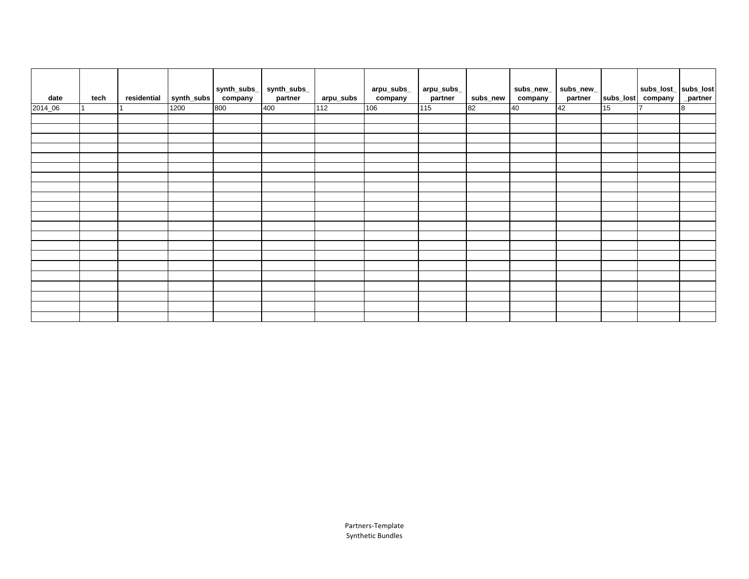| date | tech | residential | synth_subs | synth_subs_company | synth_subs_partner | arpu_subs | arpu_subs_company | arpu_subs_partner | subs_new | subs_new_company | subs_new_partner | subs_lost | subs_lost_company | subs_lost_partner |
|---|---|---|---|---|---|---|---|---|---|---|---|---|---|---|
| 2014_06 | 1 | 1 | 1200 | 800 | 400 | 112 | 106 | 115 | 82 | 40 | 42 | 15 | 7 | 8 |
| | | | | | | | | | | | | | | |
| | | | | | | | | | | | | | | |
| | | | | | | | | | | | | | | |
| | | | | | | | | | | | | | | |
| | | | | | | | | | | | | | | |
| | | | | | | | | | | | | | | |
| | | | | | | | | | | | | | | |
| | | | | | | | | | | | | | | |
| | | | | | | | | | | | | | | |
| | | | | | | | | | | | | | | |
| | | | | | | | | | | | | | | |
| | | | | | | | | | | | | | | |
| | | | | | | | | | | | | | | |
| | | | | | | | | | | | | | | |
| | | | | | | | | | | | | | | |
| | | | | | | | | | | | | | | |
| | | | | | | | | | | | | | | |
| | | | | | | | | | | | | | | |
| | | | | | | | | | | | | | | |
| | | | | | | | | | | | | | | |
| | | | | | | | | | | | | | | |
| | | | | | | | | | | | | | | |

Partners-Template
Synthetic Bundles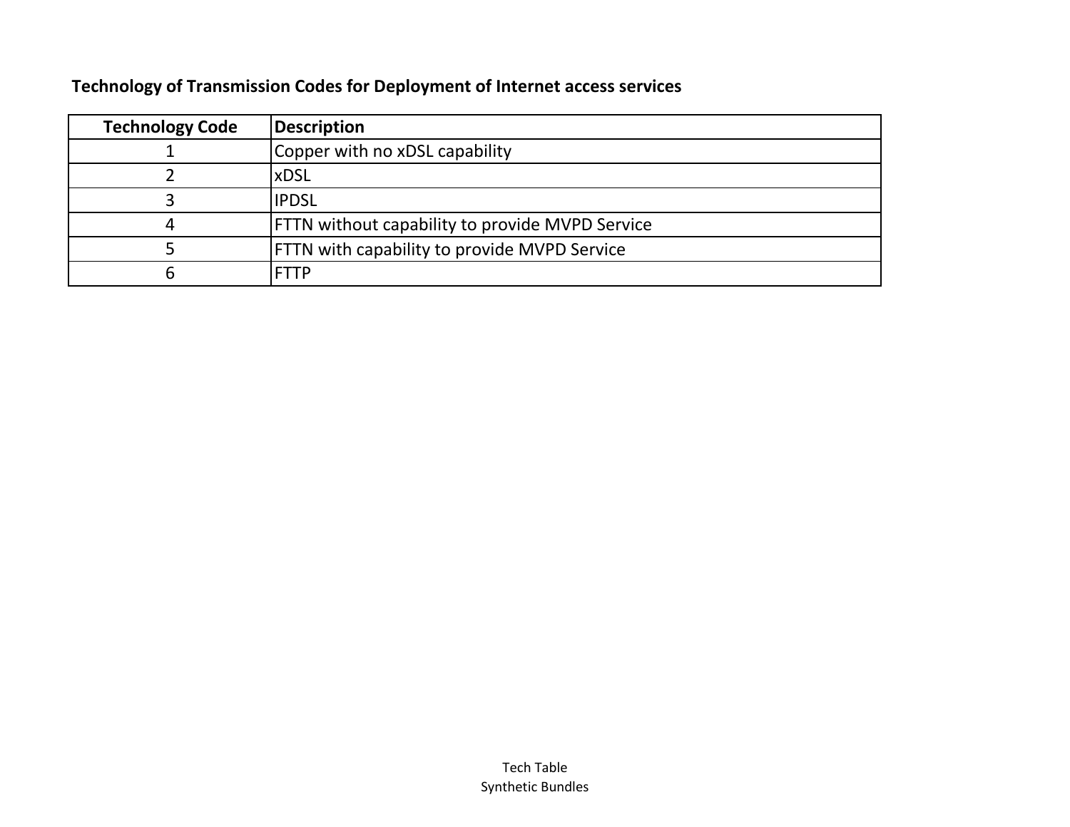**Technology of Transmission Codes for Deployment of Internet access services**

| Technology Code | Description |
|---|---|
| 1 | Copper with no xDSL capability |
| 2 | xDSL |
| 3 | IPDSL |
| 4 | FTTN without capability to provide MVPD Service |
| 5 | FTTN with capability to provide MVPD Service |
| 6 | FTTP |